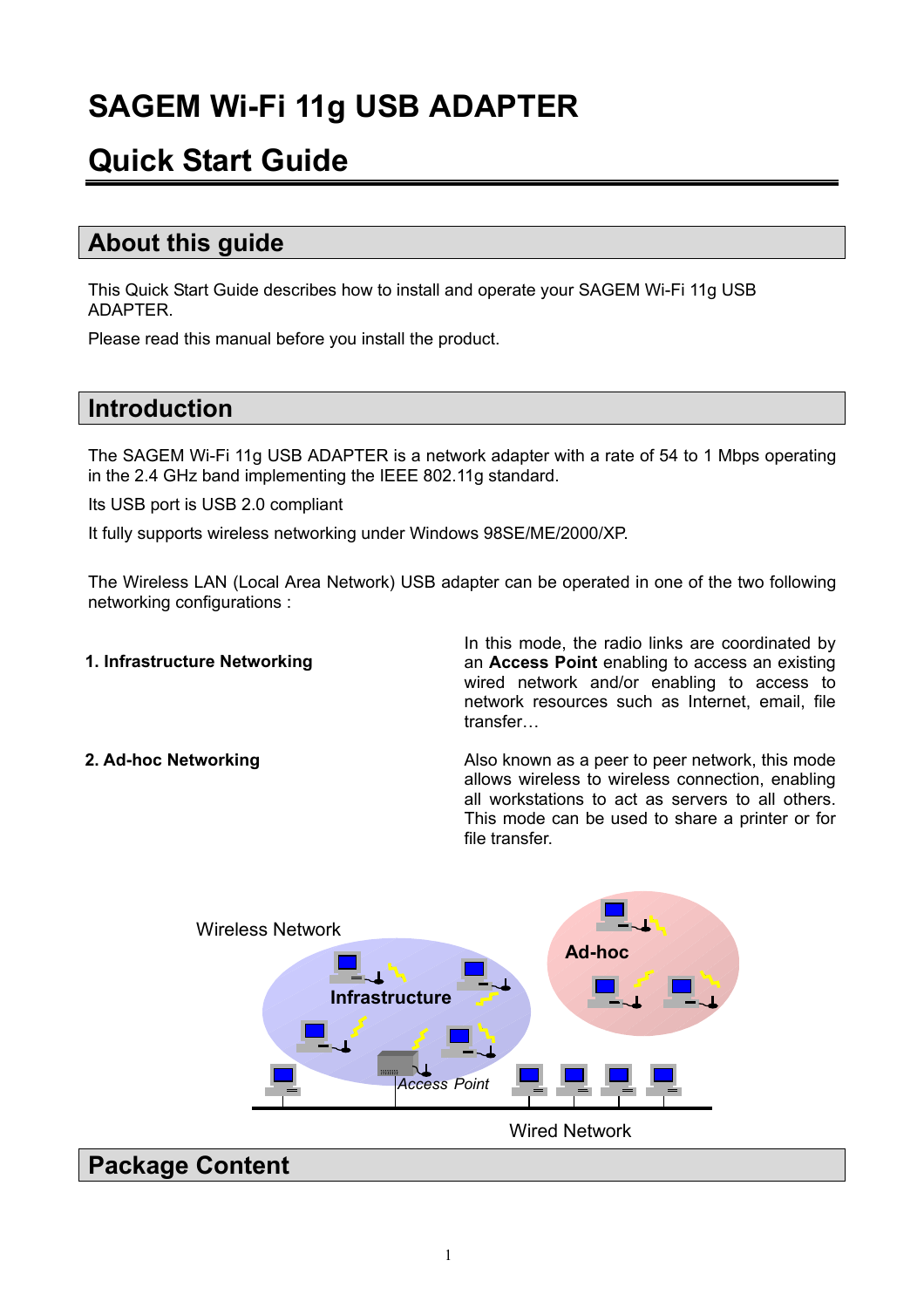# SAGEM Wi-Fi 11g USB ADAPTER

# Quick Start Guide

## About this guide

This Quick Start Guide describes how to install and operate your SAGEM Wi-Fi 11g USB ADAPTER.

Please read this manual before you install the product.

## Introduction

The SAGEM Wi-Fi 11g USB ADAPTER is a network adapter with a rate of 54 to 1 Mbps operating in the 2.4 GHz band implementing the IEEE 802.11g standard.

Its USB port is USB 2.0 compliant

It fully supports wireless networking under Windows 98SE/ME/2000/XP.

The Wireless LAN (Local Area Network) USB adapter can be operated in one of the two following networking configurations :

**1. Infrastructure Networking**

In this mode, the radio links are coordinated by an **Access Point** enabling to access an existing wired network and/or enabling to access to network resources such as Internet, email, file transfer…

**2. Ad-hoc Networking**

Also known as a peer to peer network, this mode allows wireless to wireless connection, enabling all workstations to act as servers to all others. This mode can be used to share a printer or for file transfer.

Wireless Network

Infrastructure

Ad-hoc

Access Point

Wired Network

## Package Content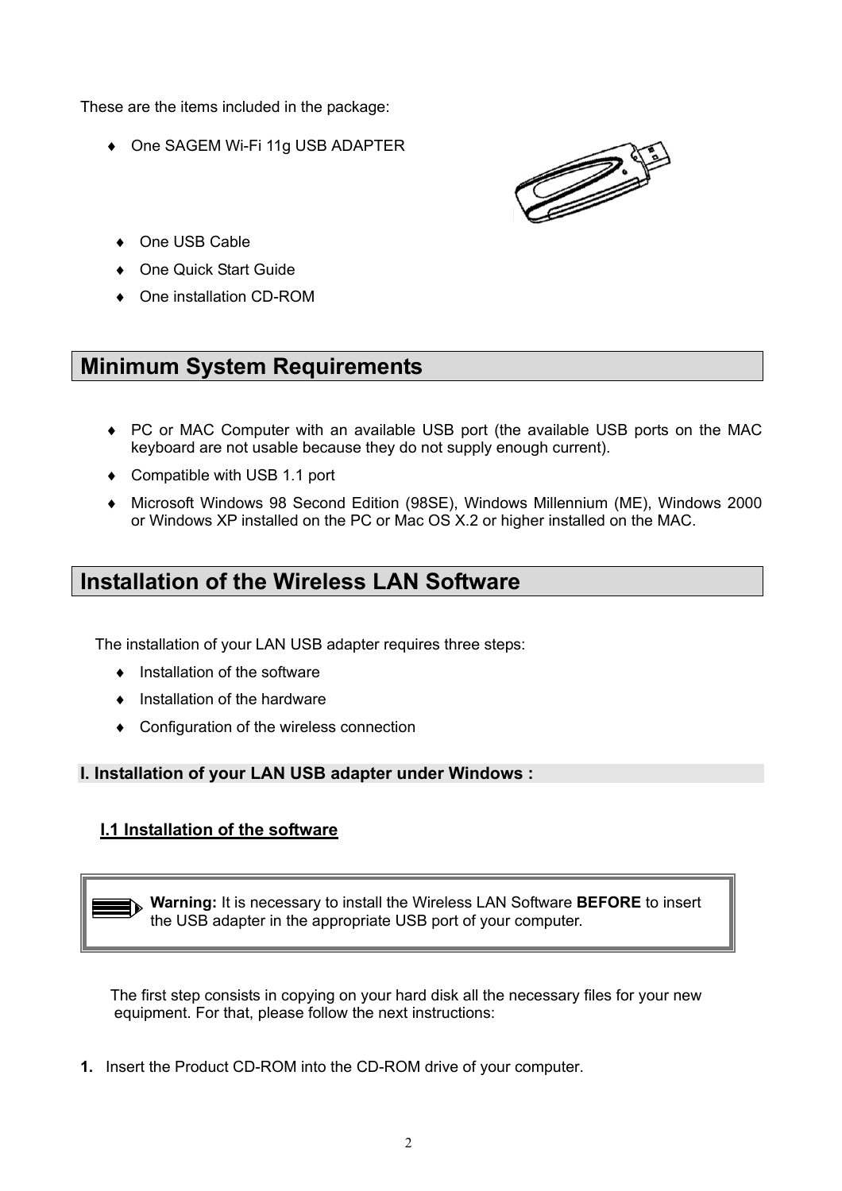These are the items included in the package:

- One SAGEM Wi-Fi 11g USB ADAPTER
- One USB Cable
- One Quick Start Guide
- One installation CD-ROM

## Minimum System Requirements

- PC or MAC Computer with an available USB port (the available USB ports on the MAC keyboard are not usable because they do not supply enough current).
- Compatible with USB 1.1 port
- Microsoft Windows 98 Second Edition (98SE), Windows Millennium (ME), Windows 2000 or Windows XP installed on the PC or Mac OS X.2 or higher installed on the MAC.

## Installation of the Wireless LAN Software

The installation of your LAN USB adapter requires three steps:

- Installation of the software
- Installation of the hardware
- Configuration of the wireless connection

### I. Installation of your LAN USB adapter under Windows :

#### I.1 Installation of the software

> **Warning:** It is necessary to install the Wireless LAN Software **BEFORE** to insert the USB adapter in the appropriate USB port of your computer.

The first step consists in copying on your hard disk all the necessary files for your new equipment. For that, please follow the next instructions:

**1.** Insert the Product CD-ROM into the CD-ROM drive of your computer.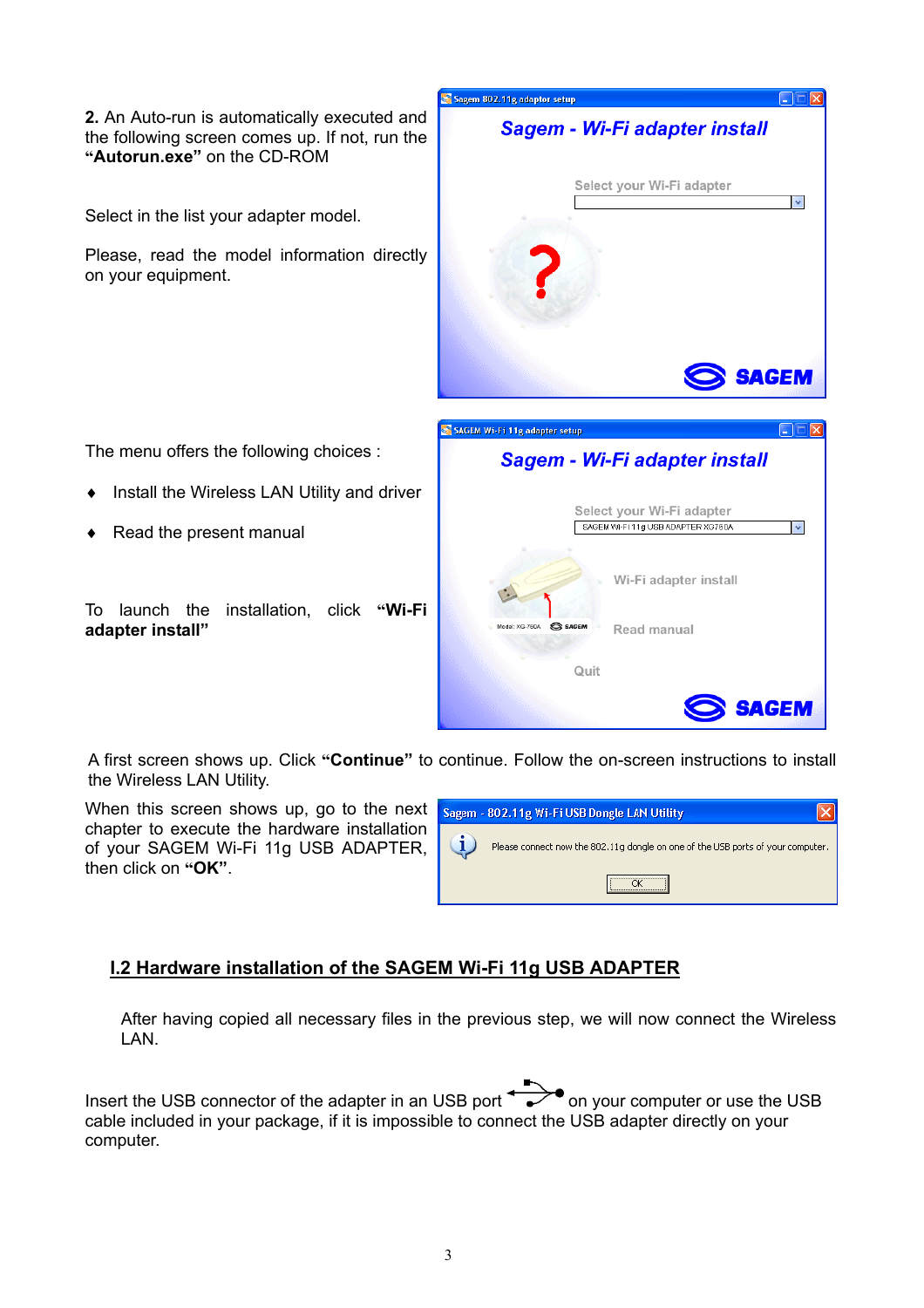**2.** An Auto-run is automatically executed and the following screen comes up. If not, run the **"Autorun.exe"** on the CD-ROM

Select in the list your adapter model.

Please, read the model information directly on your equipment.

The menu offers the following choices :

- Install the Wireless LAN Utility and driver
- Read the present manual

To launch the installation, click **"Wi-Fi adapter install"**

A first screen shows up. Click **"Continue"** to continue. Follow the on-screen instructions to install the Wireless LAN Utility.

When this screen shows up, go to the next chapter to execute the hardware installation of your SAGEM Wi-Fi 11g USB ADAPTER, then click on **"OK"**.

## I.2 Hardware installation of the SAGEM Wi-Fi 11g USB ADAPTER

After having copied all necessary files in the previous step, we will now connect the Wireless LAN.

Insert the USB connector of the adapter in an USB port on your computer or use the USB cable included in your package, if it is impossible to connect the USB adapter directly on your computer.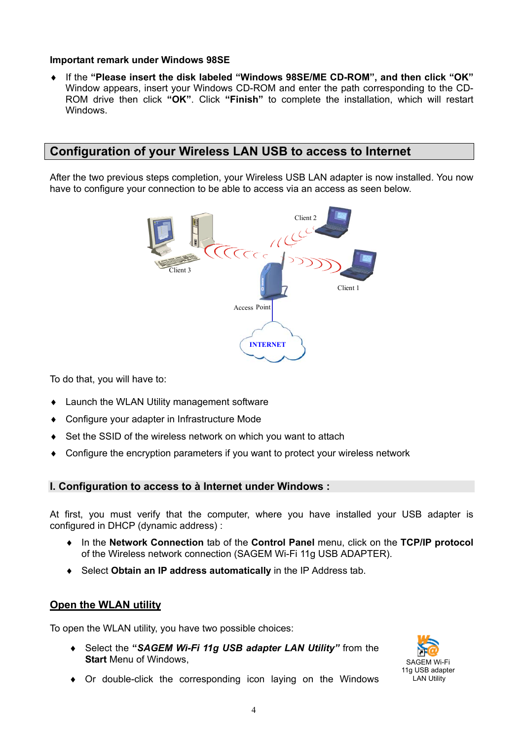**Important remark under Windows 98SE**

- If the **"Please insert the disk labeled "Windows 98SE/ME CD-ROM", and then click "OK"** Window appears, insert your Windows CD-ROM and enter the path corresponding to the CD-ROM drive then click **"OK"**. Click **"Finish"** to complete the installation, which will restart Windows.

## Configuration of your Wireless LAN USB to access to Internet

After the two previous steps completion, your Wireless USB LAN adapter is now installed. You now have to configure your connection to be able to access via an access as seen below.

To do that, you will have to:

- Launch the WLAN Utility management software
- Configure your adapter in Infrastructure Mode
- Set the SSID of the wireless network on which you want to attach
- Configure the encryption parameters if you want to protect your wireless network

### I. Configuration to access to à Internet under Windows :

At first, you must verify that the computer, where you have installed your USB adapter is configured in DHCP (dynamic address) :

- In the **Network Connection** tab of the **Control Panel** menu, click on the **TCP/IP protocol** of the Wireless network connection (SAGEM Wi-Fi 11g USB ADAPTER).
- Select **Obtain an IP address automatically** in the IP Address tab.

### Open the WLAN utility

To open the WLAN utility, you have two possible choices:

- Select the **"*SAGEM Wi-Fi 11g USB adapter LAN Utility*"** from the **Start** Menu of Windows,
- Or double-click the corresponding icon laying on the Windows

SAGEM Wi-Fi 11g USB adapter LAN Utility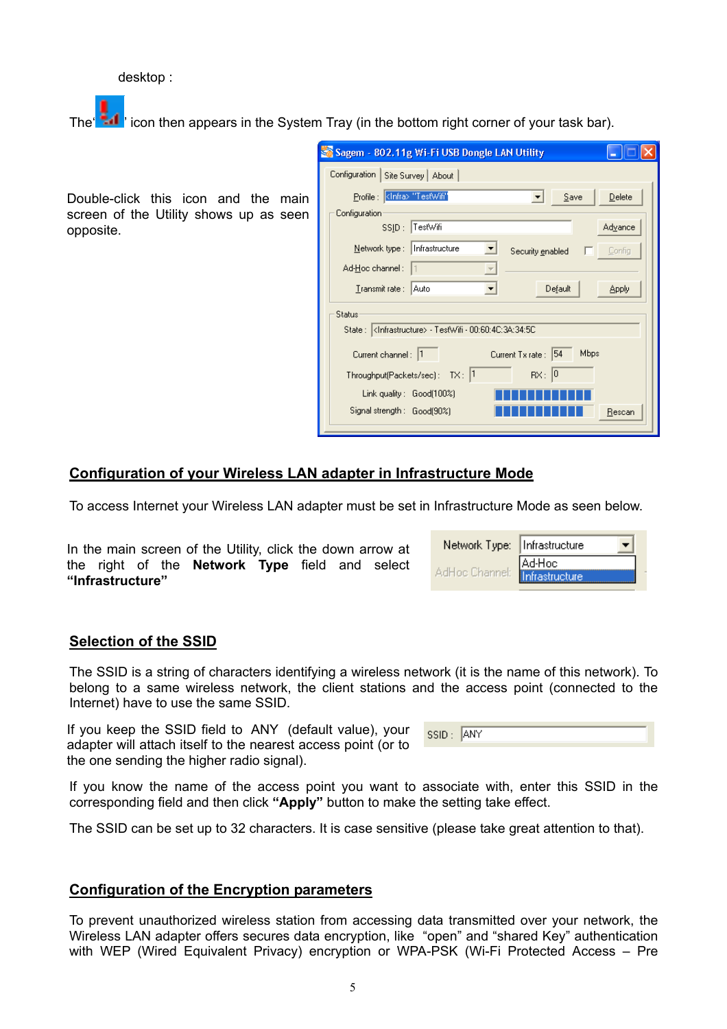desktop :

The ' ' icon then appears in the System Tray (in the bottom right corner of your task bar).

Double-click this icon and the main screen of the Utility shows up as seen opposite.

## Configuration of your Wireless LAN adapter in Infrastructure Mode

To access Internet your Wireless LAN adapter must be set in Infrastructure Mode as seen below.

In the main screen of the Utility, click the down arrow at the right of the **Network Type** field and select **"Infrastructure"**

## Selection of the SSID

The SSID is a string of characters identifying a wireless network (it is the name of this network). To belong to a same wireless network, the client stations and the access point (connected to the Internet) have to use the same SSID.

If you keep the SSID field to ANY (default value), your adapter will attach itself to the nearest access point (or to the one sending the higher radio signal).

If you know the name of the access point you want to associate with, enter this SSID in the corresponding field and then click **"Apply"** button to make the setting take effect.

The SSID can be set up to 32 characters. It is case sensitive (please take great attention to that).

## Configuration of the Encryption parameters

To prevent unauthorized wireless station from accessing data transmitted over your network, the Wireless LAN adapter offers secures data encryption, like "open" and "shared Key" authentication with WEP (Wired Equivalent Privacy) encryption or WPA-PSK (Wi-Fi Protected Access – Pre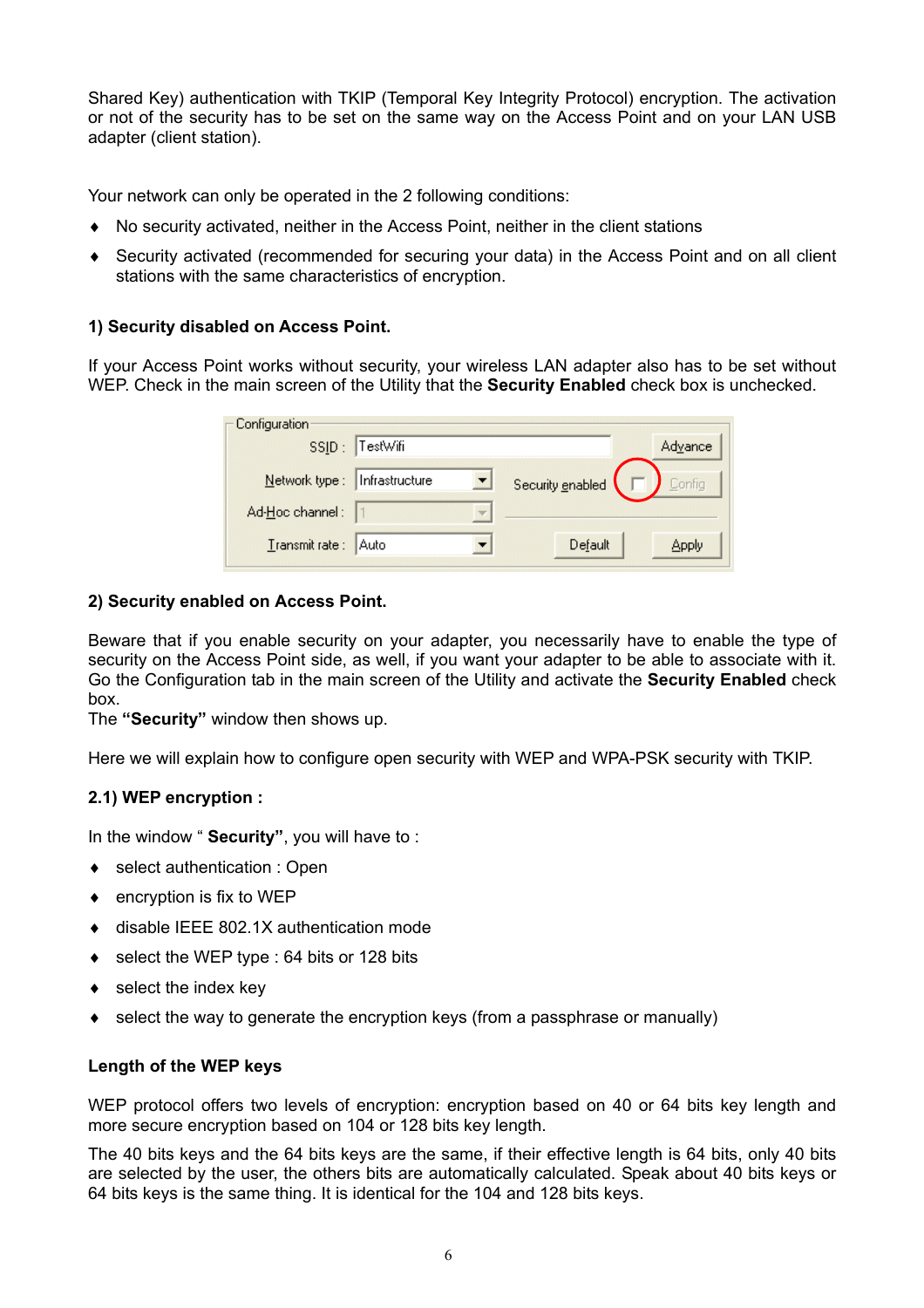Shared Key) authentication with TKIP (Temporal Key Integrity Protocol) encryption. The activation or not of the security has to be set on the same way on the Access Point and on your LAN USB adapter (client station).

Your network can only be operated in the 2 following conditions:

- No security activated, neither in the Access Point, neither in the client stations
- Security activated (recommended for securing your data) in the Access Point and on all client stations with the same characteristics of encryption.

**1) Security disabled on Access Point.**

If your Access Point works without security, your wireless LAN adapter also has to be set without WEP. Check in the main screen of the Utility that the **Security Enabled** check box is unchecked.

**2) Security enabled on Access Point.**

Beware that if you enable security on your adapter, you necessarily have to enable the type of security on the Access Point side, as well, if you want your adapter to be able to associate with it. Go the Configuration tab in the main screen of the Utility and activate the **Security Enabled** check box.
The **"Security"** window then shows up.

Here we will explain how to configure open security with WEP and WPA-PSK security with TKIP.

**2.1) WEP encryption :**

In the window " **Security"**, you will have to :

- select authentication : Open
- encryption is fix to WEP
- disable IEEE 802.1X authentication mode
- select the WEP type : 64 bits or 128 bits
- select the index key
- select the way to generate the encryption keys (from a passphrase or manually)

**Length of the WEP keys**

WEP protocol offers two levels of encryption: encryption based on 40 or 64 bits key length and more secure encryption based on 104 or 128 bits key length.

The 40 bits keys and the 64 bits keys are the same, if their effective length is 64 bits, only 40 bits are selected by the user, the others bits are automatically calculated. Speak about 40 bits keys or 64 bits keys is the same thing. It is identical for the 104 and 128 bits keys.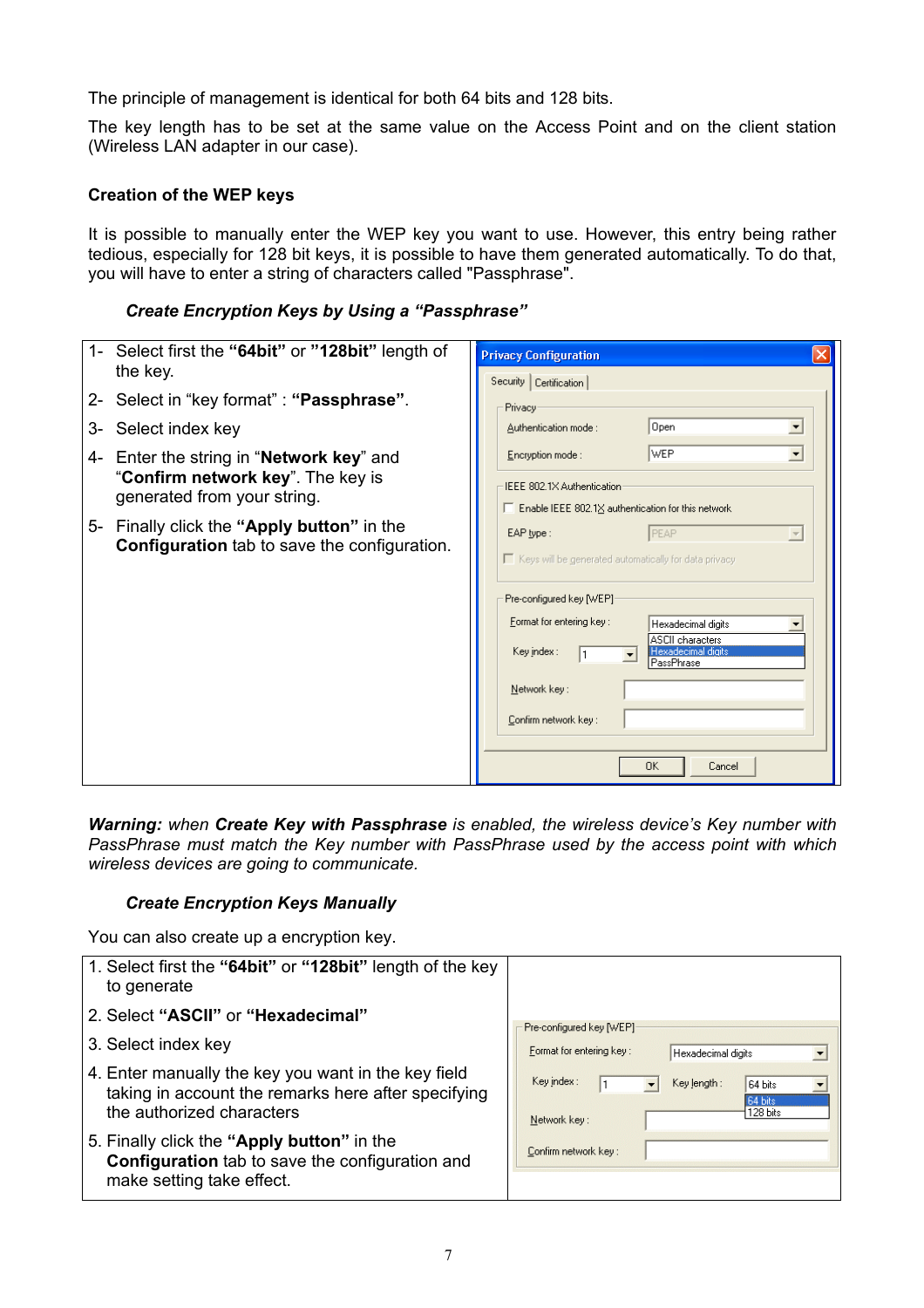The principle of management is identical for both 64 bits and 128 bits.

The key length has to be set at the same value on the Access Point and on the client station (Wireless LAN adapter in our case).

**Creation of the WEP keys**

It is possible to manually enter the WEP key you want to use. However, this entry being rather tedious, especially for 128 bit keys, it is possible to have them generated automatically. To do that, you will have to enter a string of characters called "Passphrase".

***Create Encryption Keys by Using a "Passphrase"***

1- Select first the **"64bit"** or **"128bit"** length of the key.

2- Select in "key format" : **"Passphrase"**.

3- Select index key

4- Enter the string in "**Network key**" and "**Confirm network key**". The key is generated from your string.

5- Finally click the **"Apply button"** in the **Configuration** tab to save the configuration.

***Warning:*** *when **Create Key with Passphrase** is enabled, the wireless device's Key number with PassPhrase must match the Key number with PassPhrase used by the access point with which wireless devices are going to communicate.*

***Create Encryption Keys Manually***

You can also create up a encryption key.

1. Select first the **"64bit"** or **"128bit"** length of the key to generate

2. Select **"ASCII"** or **"Hexadecimal"**

3. Select index key

4. Enter manually the key you want in the key field taking in account the remarks here after specifying the authorized characters

5. Finally click the **"Apply button"** in the **Configuration** tab to save the configuration and make setting take effect.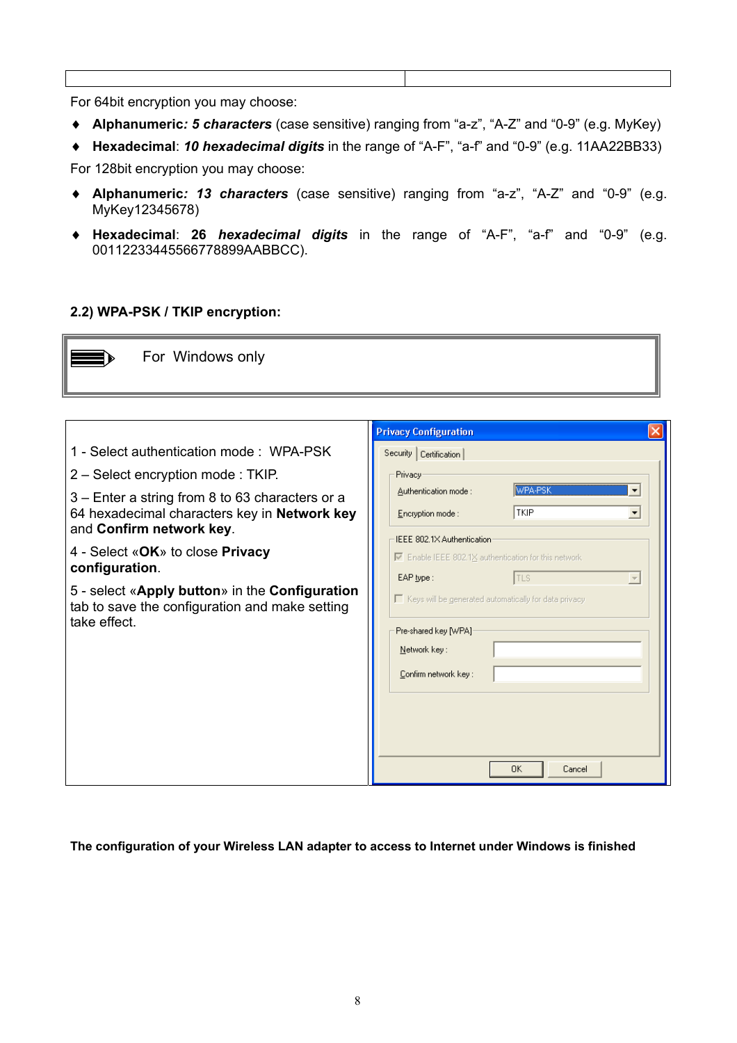| | |
|---|---|

For 64bit encryption you may choose:

- **Alphanumeric*: 5 characters*** (case sensitive) ranging from "a-z", "A-Z" and "0-9" (e.g. MyKey)
- **Hexadecimal**: ***10 hexadecimal digits*** in the range of "A-F", "a-f" and "0-9" (e.g. 11AA22BB33)

For 128bit encryption you may choose:

- **Alphanumeric*: 13 characters*** (case sensitive) ranging from "a-z", "A-Z" and "0-9" (e.g. MyKey12345678)
- **Hexadecimal**: **26 *hexadecimal digits*** in the range of "A-F", "a-f" and "0-9" (e.g. 00112233445566778899AABBCC).

**2.2) WPA-PSK / TKIP encryption:**

| For Windows only |
|---|

1 - Select authentication mode : WPA-PSK

2 – Select encryption mode : TKIP.

3 – Enter a string from 8 to 63 characters or a 64 hexadecimal characters key in **Network key** and **Confirm network key**.

4 - Select «**OK**» to close **Privacy configuration**.

5 - select «**Apply button**» in the **Configuration** tab to save the configuration and make setting take effect.

**The configuration of your Wireless LAN adapter to access to Internet under Windows is finished**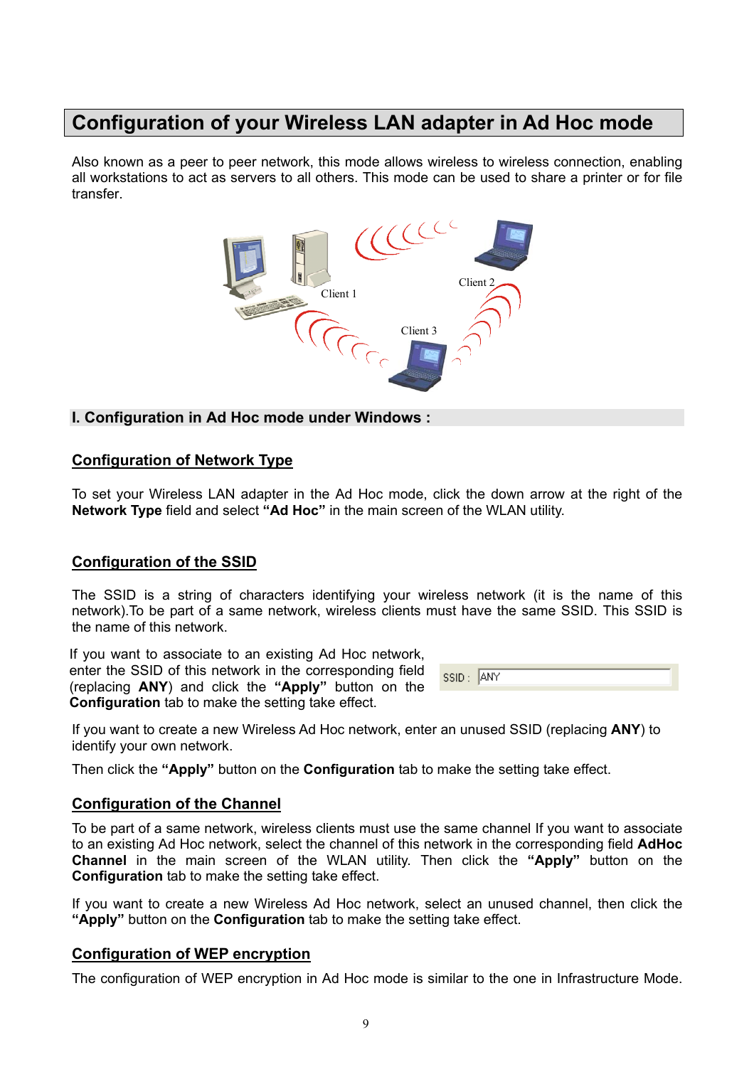# Configuration of your Wireless LAN adapter in Ad Hoc mode

Also known as a peer to peer network, this mode allows wireless to wireless connection, enabling all workstations to act as servers to all others. This mode can be used to share a printer or for file transfer.

## I. Configuration in Ad Hoc mode under Windows :

### Configuration of Network Type

To set your Wireless LAN adapter in the Ad Hoc mode, click the down arrow at the right of the **Network Type** field and select **"Ad Hoc"** in the main screen of the WLAN utility.

### Configuration of the SSID

The SSID is a string of characters identifying your wireless network (it is the name of this network).To be part of a same network, wireless clients must have the same SSID. This SSID is the name of this network.

If you want to associate to an existing Ad Hoc network, enter the SSID of this network in the corresponding field (replacing **ANY**) and click the **"Apply"** button on the **Configuration** tab to make the setting take effect.

If you want to create a new Wireless Ad Hoc network, enter an unused SSID (replacing **ANY**) to identify your own network.

Then click the **"Apply"** button on the **Configuration** tab to make the setting take effect.

### Configuration of the Channel

To be part of a same network, wireless clients must use the same channel If you want to associate to an existing Ad Hoc network, select the channel of this network in the corresponding field **AdHoc Channel** in the main screen of the WLAN utility. Then click the **"Apply"** button on the **Configuration** tab to make the setting take effect.

If you want to create a new Wireless Ad Hoc network, select an unused channel, then click the **"Apply"** button on the **Configuration** tab to make the setting take effect.

### Configuration of WEP encryption

The configuration of WEP encryption in Ad Hoc mode is similar to the one in Infrastructure Mode.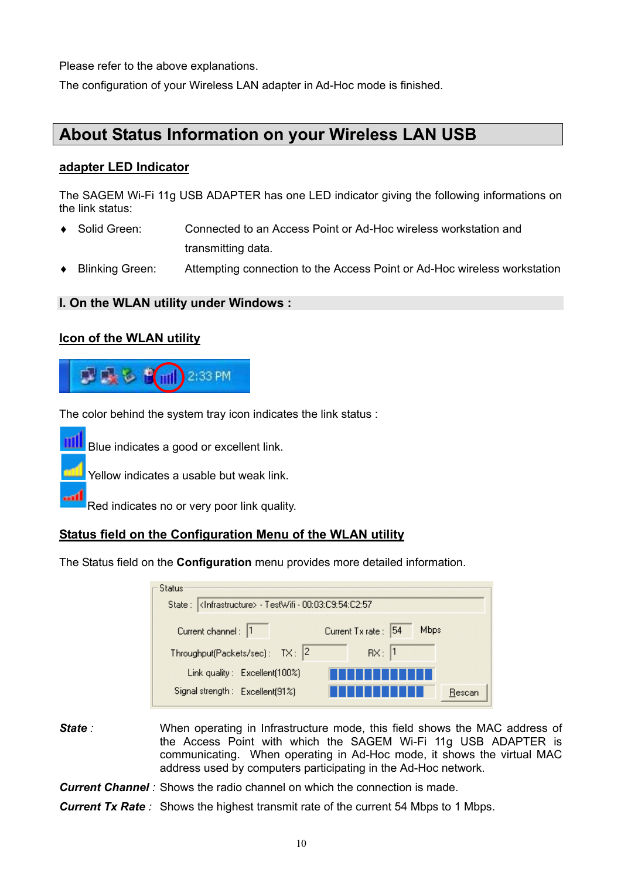Please refer to the above explanations.

The configuration of your Wireless LAN adapter in Ad-Hoc mode is finished.

## About Status Information on your Wireless LAN USB

### adapter LED Indicator

The SAGEM Wi-Fi 11g USB ADAPTER has one LED indicator giving the following informations on the link status:

- Solid Green: Connected to an Access Point or Ad-Hoc wireless workstation and transmitting data.
- Blinking Green: Attempting connection to the Access Point or Ad-Hoc wireless workstation

### I. On the WLAN utility under Windows :

#### Icon of the WLAN utility

The color behind the system tray icon indicates the link status :

Blue indicates a good or excellent link.

Yellow indicates a usable but weak link.

Red indicates no or very poor link quality.

#### Status field on the Configuration Menu of the WLAN utility

The Status field on the **Configuration** menu provides more detailed information.

***State*** : When operating in Infrastructure mode, this field shows the MAC address of the Access Point with which the SAGEM Wi-Fi 11g USB ADAPTER is communicating. When operating in Ad-Hoc mode, it shows the virtual MAC address used by computers participating in the Ad-Hoc network.

***Current Channel*** : Shows the radio channel on which the connection is made.

***Current Tx Rate*** : Shows the highest transmit rate of the current 54 Mbps to 1 Mbps.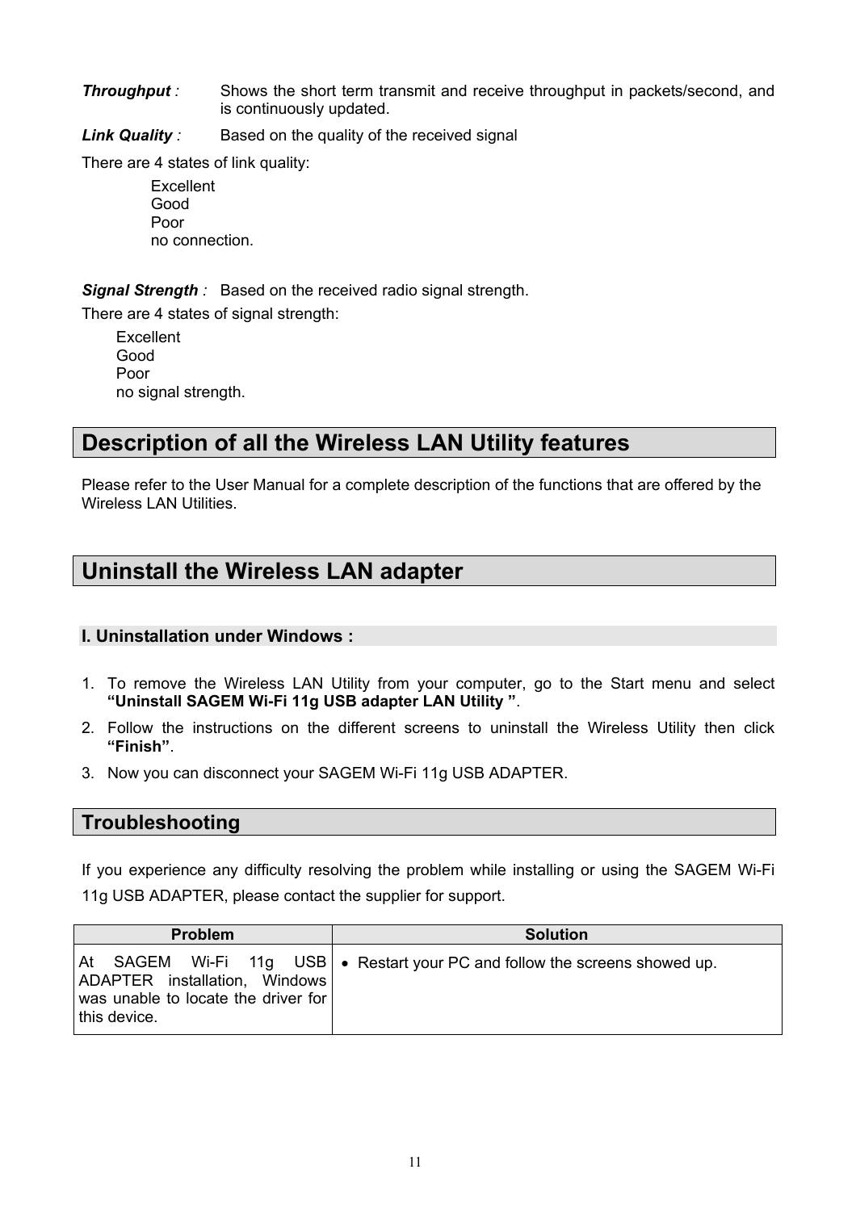***Throughput*** *:* Shows the short term transmit and receive throughput in packets/second, and is continuously updated.

***Link Quality*** *:* Based on the quality of the received signal

There are 4 states of link quality:

Excellent
Good
Poor
no connection.

***Signal Strength*** *:* Based on the received radio signal strength.

There are 4 states of signal strength:

Excellent
Good
Poor
no signal strength.

## Description of all the Wireless LAN Utility features

Please refer to the User Manual for a complete description of the functions that are offered by the Wireless LAN Utilities.

## Uninstall the Wireless LAN adapter

### I. Uninstallation under Windows :

1. To remove the Wireless LAN Utility from your computer, go to the Start menu and select **"Uninstall SAGEM Wi-Fi 11g USB adapter LAN Utility "**.
2. Follow the instructions on the different screens to uninstall the Wireless Utility then click **"Finish"**.
3. Now you can disconnect your SAGEM Wi-Fi 11g USB ADAPTER.

## Troubleshooting

If you experience any difficulty resolving the problem while installing or using the SAGEM Wi-Fi 11g USB ADAPTER, please contact the supplier for support.

| Problem | Solution |
|---|---|
| At SAGEM Wi-Fi 11g USB ADAPTER installation, Windows was unable to locate the driver for this device. | • Restart your PC and follow the screens showed up. |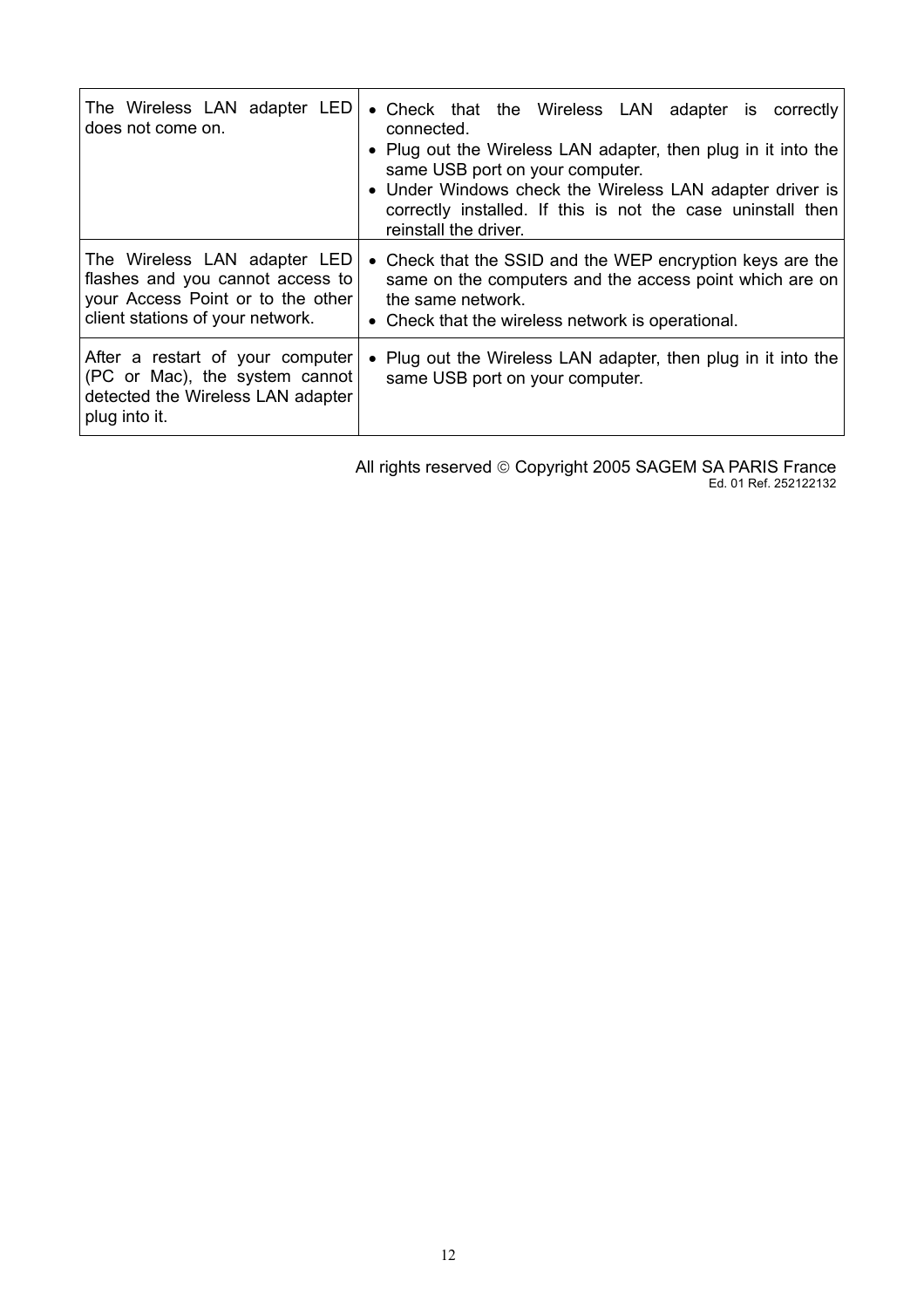| | |
|---|---|
| The Wireless LAN adapter LED does not come on. | • Check that the Wireless LAN adapter is correctly connected.<br>• Plug out the Wireless LAN adapter, then plug in it into the same USB port on your computer.<br>• Under Windows check the Wireless LAN adapter driver is correctly installed. If this is not the case uninstall then reinstall the driver. |
| The Wireless LAN adapter LED flashes and you cannot access to your Access Point or to the other client stations of your network. | • Check that the SSID and the WEP encryption keys are the same on the computers and the access point which are on the same network.<br>• Check that the wireless network is operational. |
| After a restart of your computer (PC or Mac), the system cannot detected the Wireless LAN adapter plug into it. | • Plug out the Wireless LAN adapter, then plug in it into the same USB port on your computer. |

All rights reserved © Copyright 2005 SAGEM SA PARIS France
Ed. 01 Ref. 252122132